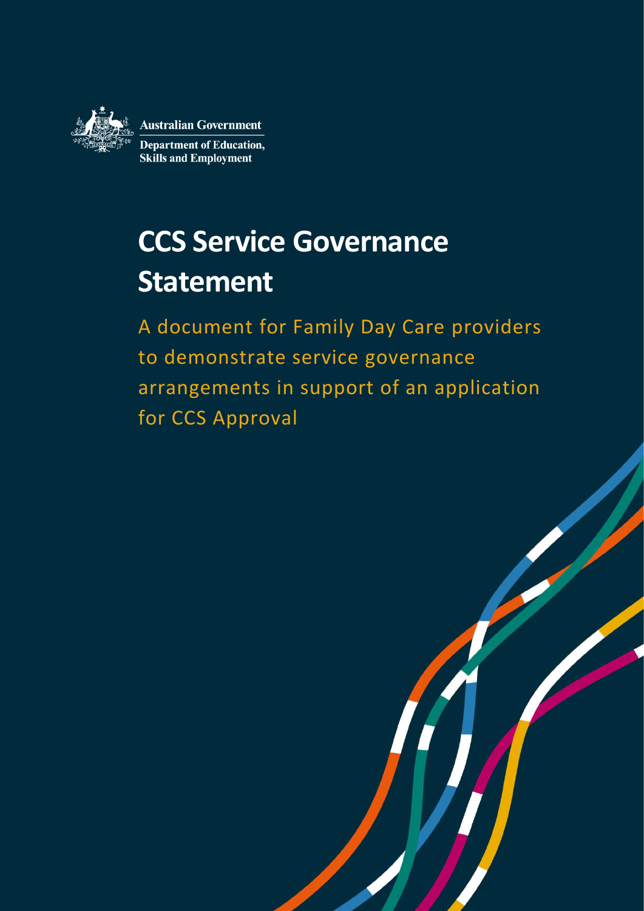Australian Government

Department of Education, Skills and Employment

# CCS Service Governance Statement

A document for Family Day Care providers to demonstrate service governance arrangements in support of an application for CCS Approval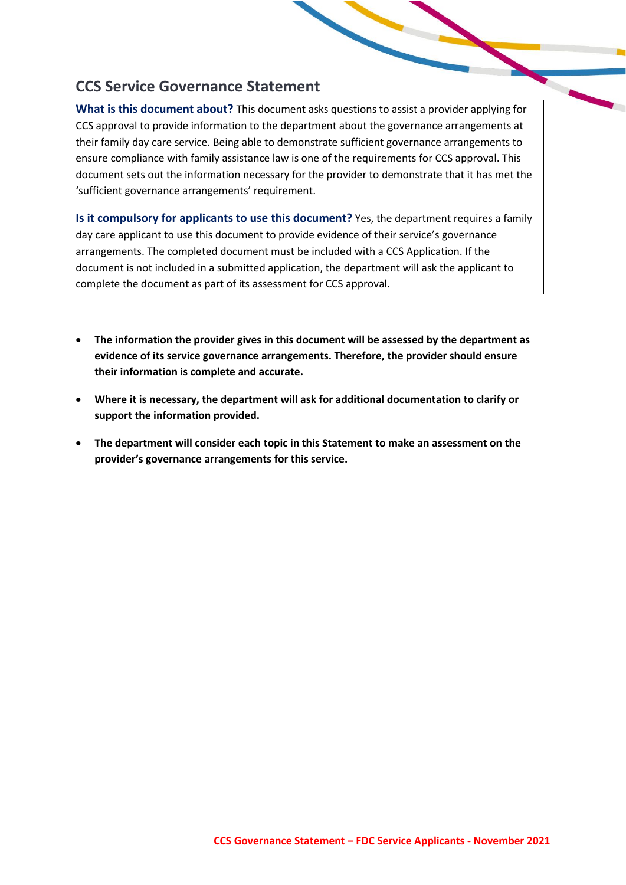## CCS Service Governance Statement

**What is this document about?** This document asks questions to assist a provider applying for CCS approval to provide information to the department about the governance arrangements at their family day care service. Being able to demonstrate sufficient governance arrangements to ensure compliance with family assistance law is one of the requirements for CCS approval. This document sets out the information necessary for the provider to demonstrate that it has met the 'sufficient governance arrangements' requirement.

**Is it compulsory for applicants to use this document?** Yes, the department requires a family day care applicant to use this document to provide evidence of their service's governance arrangements. The completed document must be included with a CCS Application. If the document is not included in a submitted application, the department will ask the applicant to complete the document as part of its assessment for CCS approval.

- **The information the provider gives in this document will be assessed by the department as evidence of its service governance arrangements. Therefore, the provider should ensure their information is complete and accurate.**
- **Where it is necessary, the department will ask for additional documentation to clarify or support the information provided.**
- **The department will consider each topic in this Statement to make an assessment on the provider's governance arrangements for this service.**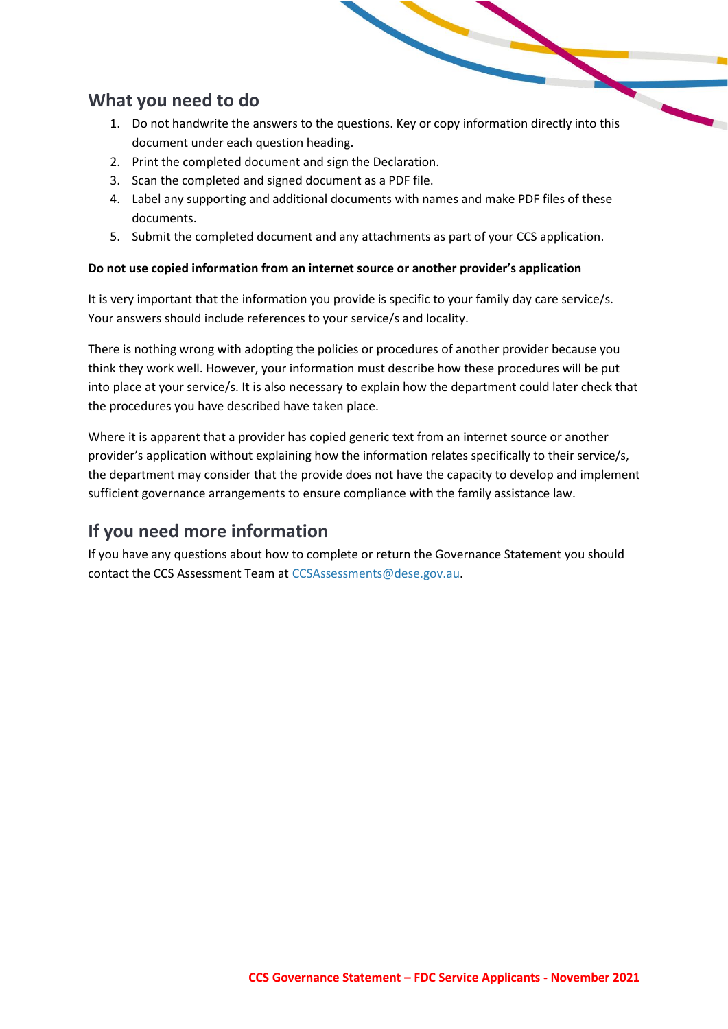## What you need to do

1. Do not handwrite the answers to the questions. Key or copy information directly into this document under each question heading.
2. Print the completed document and sign the Declaration.
3. Scan the completed and signed document as a PDF file.
4. Label any supporting and additional documents with names and make PDF files of these documents.
5. Submit the completed document and any attachments as part of your CCS application.

**Do not use copied information from an internet source or another provider's application**

It is very important that the information you provide is specific to your family day care service/s. Your answers should include references to your service/s and locality.

There is nothing wrong with adopting the policies or procedures of another provider because you think they work well. However, your information must describe how these procedures will be put into place at your service/s. It is also necessary to explain how the department could later check that the procedures you have described have taken place.

Where it is apparent that a provider has copied generic text from an internet source or another provider's application without explaining how the information relates specifically to their service/s, the department may consider that the provide does not have the capacity to develop and implement sufficient governance arrangements to ensure compliance with the family assistance law.

## If you need more information

If you have any questions about how to complete or return the Governance Statement you should contact the CCS Assessment Team at [CCSAssessments@dese.gov.au](mailto:CCSAssessments@dese.gov.au).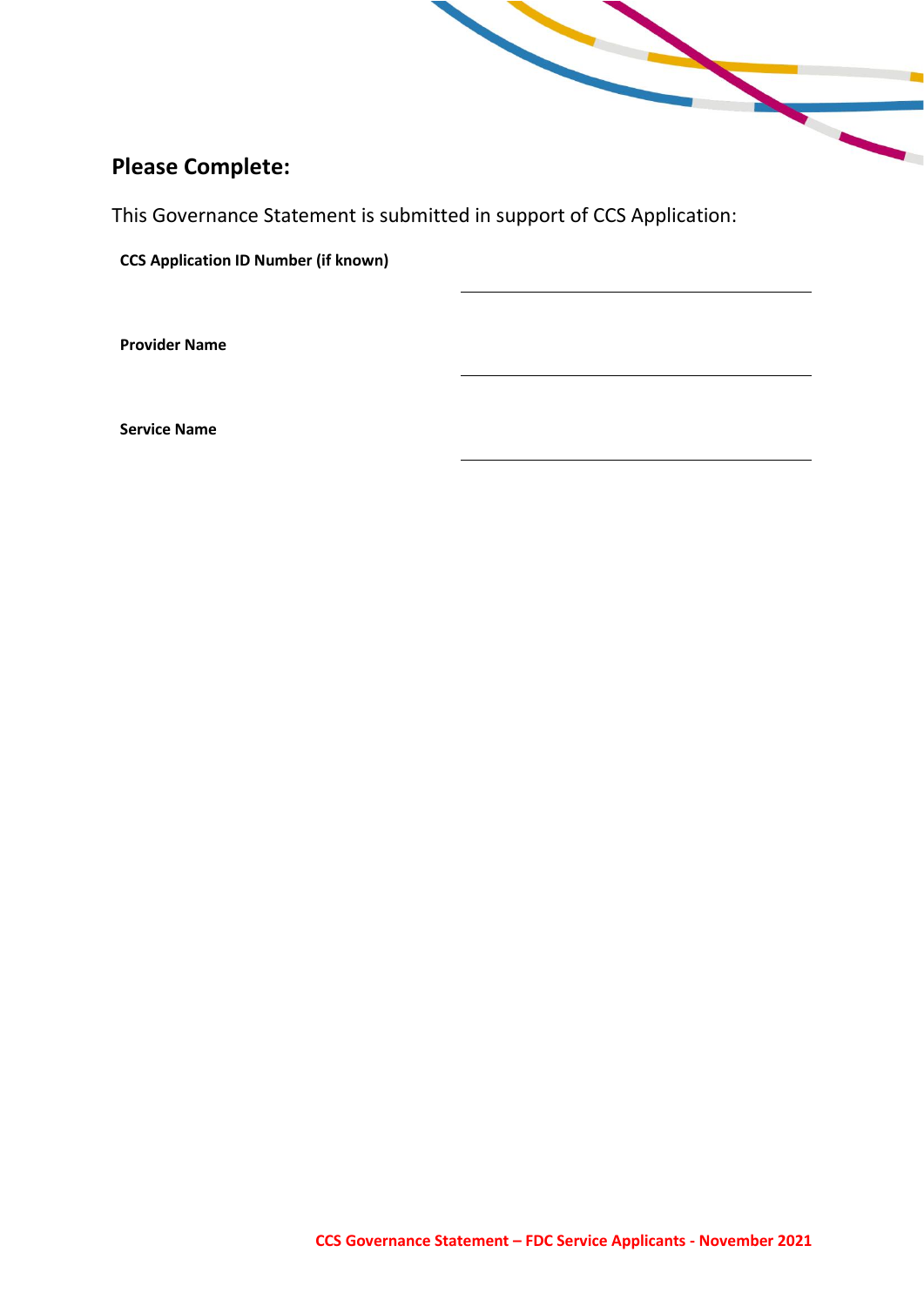## Please Complete:

This Governance Statement is submitted in support of CCS Application:

| | |
|---|---|
| **CCS Application ID Number (if known)** | |
| **Provider Name** | |
| **Service Name** | |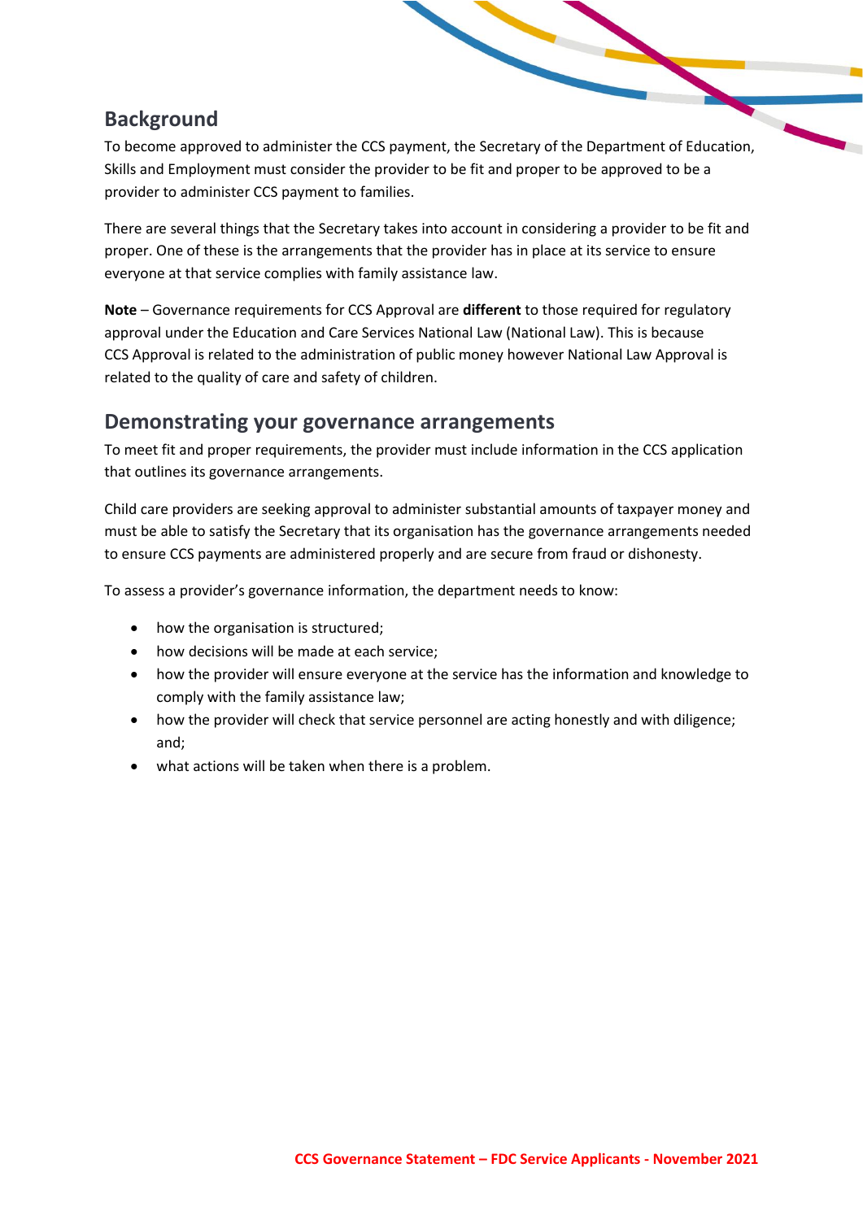## Background

To become approved to administer the CCS payment, the Secretary of the Department of Education, Skills and Employment must consider the provider to be fit and proper to be approved to be a provider to administer CCS payment to families.

There are several things that the Secretary takes into account in considering a provider to be fit and proper. One of these is the arrangements that the provider has in place at its service to ensure everyone at that service complies with family assistance law.

**Note** – Governance requirements for CCS Approval are **different** to those required for regulatory approval under the Education and Care Services National Law (National Law). This is because CCS Approval is related to the administration of public money however National Law Approval is related to the quality of care and safety of children.

## Demonstrating your governance arrangements

To meet fit and proper requirements, the provider must include information in the CCS application that outlines its governance arrangements.

Child care providers are seeking approval to administer substantial amounts of taxpayer money and must be able to satisfy the Secretary that its organisation has the governance arrangements needed to ensure CCS payments are administered properly and are secure from fraud or dishonesty.

To assess a provider's governance information, the department needs to know:

- how the organisation is structured;
- how decisions will be made at each service;
- how the provider will ensure everyone at the service has the information and knowledge to comply with the family assistance law;
- how the provider will check that service personnel are acting honestly and with diligence; and;
- what actions will be taken when there is a problem.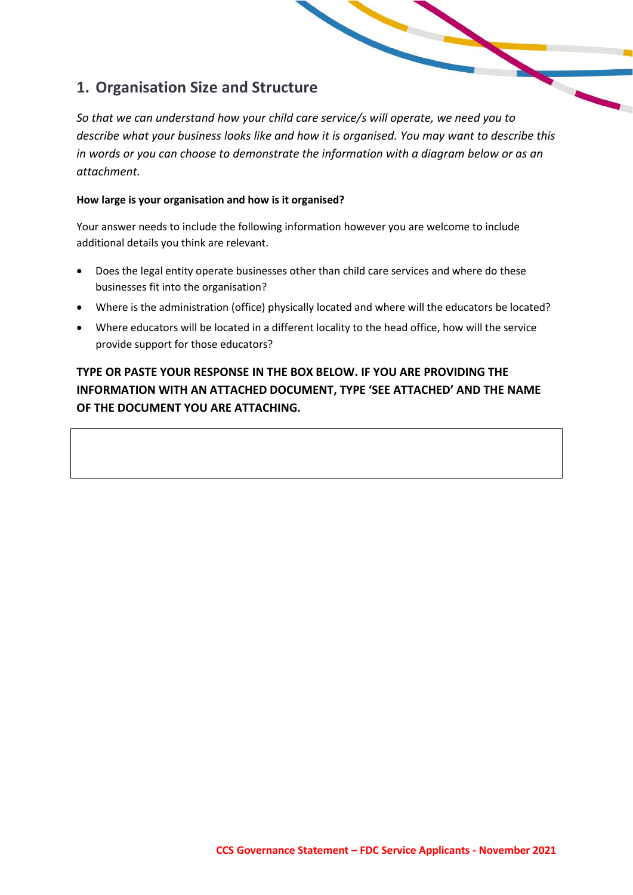## 1. Organisation Size and Structure

*So that we can understand how your child care service/s will operate, we need you to describe what your business looks like and how it is organised. You may want to describe this in words or you can choose to demonstrate the information with a diagram below or as an attachment.*

**How large is your organisation and how is it organised?**

Your answer needs to include the following information however you are welcome to include additional details you think are relevant.

- Does the legal entity operate businesses other than child care services and where do these businesses fit into the organisation?
- Where is the administration (office) physically located and where will the educators be located?
- Where educators will be located in a different locality to the head office, how will the service provide support for those educators?

**TYPE OR PASTE YOUR RESPONSE IN THE BOX BELOW. IF YOU ARE PROVIDING THE INFORMATION WITH AN ATTACHED DOCUMENT, TYPE 'SEE ATTACHED' AND THE NAME OF THE DOCUMENT YOU ARE ATTACHING.**

| |
|---|
| |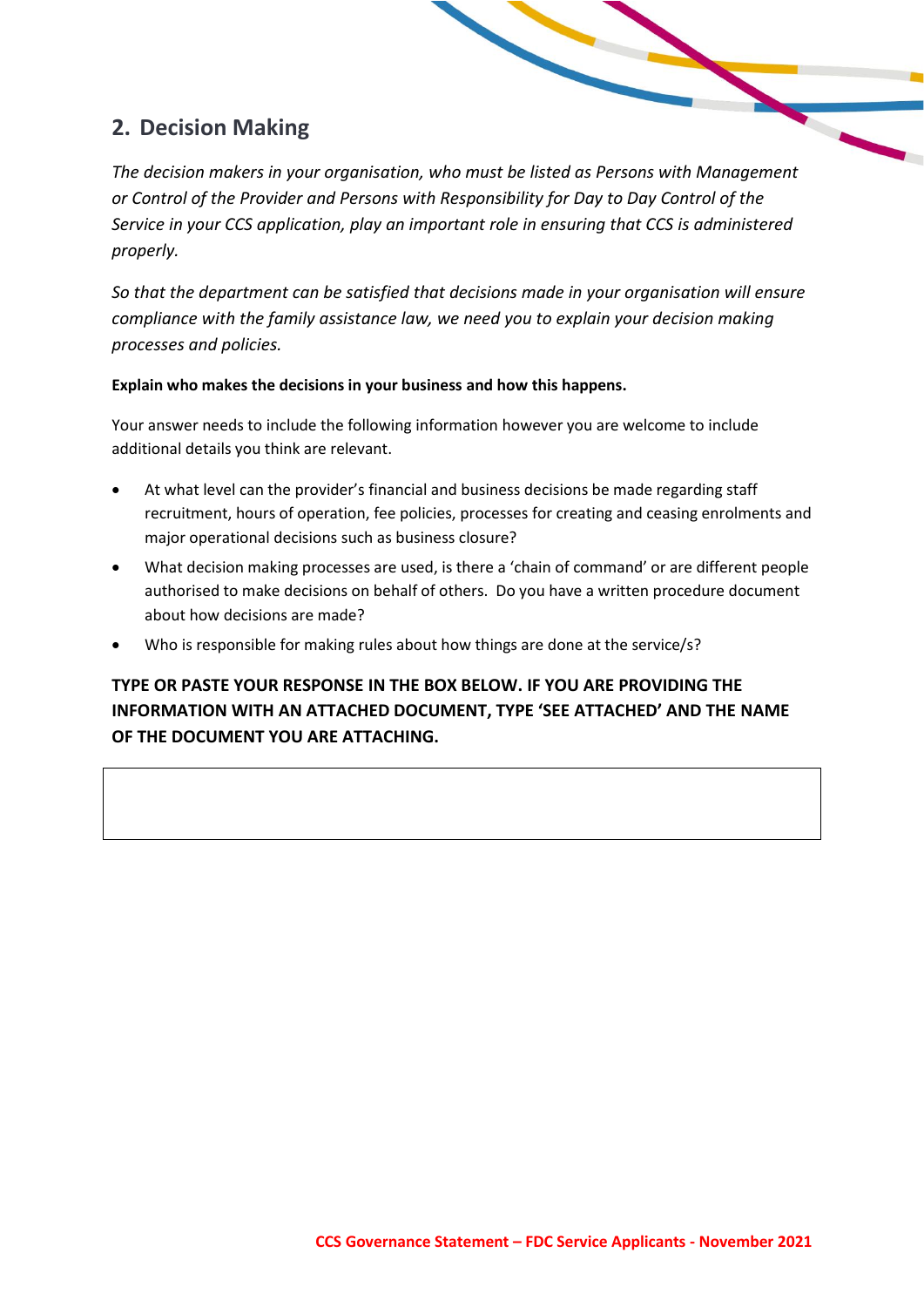## 2. Decision Making

*The decision makers in your organisation, who must be listed as Persons with Management or Control of the Provider and Persons with Responsibility for Day to Day Control of the Service in your CCS application, play an important role in ensuring that CCS is administered properly.*

*So that the department can be satisfied that decisions made in your organisation will ensure compliance with the family assistance law, we need you to explain your decision making processes and policies.*

**Explain who makes the decisions in your business and how this happens.**

Your answer needs to include the following information however you are welcome to include additional details you think are relevant.

- At what level can the provider's financial and business decisions be made regarding staff recruitment, hours of operation, fee policies, processes for creating and ceasing enrolments and major operational decisions such as business closure?
- What decision making processes are used, is there a 'chain of command' or are different people authorised to make decisions on behalf of others. Do you have a written procedure document about how decisions are made?
- Who is responsible for making rules about how things are done at the service/s?

**TYPE OR PASTE YOUR RESPONSE IN THE BOX BELOW. IF YOU ARE PROVIDING THE INFORMATION WITH AN ATTACHED DOCUMENT, TYPE 'SEE ATTACHED' AND THE NAME OF THE DOCUMENT YOU ARE ATTACHING.**

| |
|---|
| |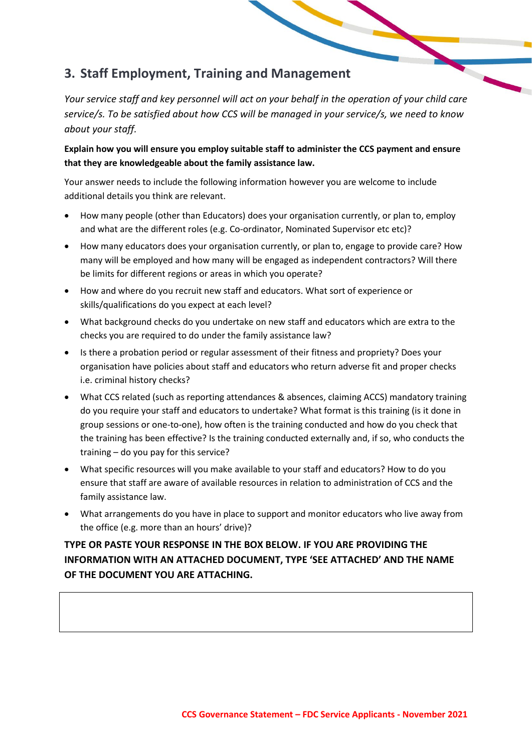## 3. Staff Employment, Training and Management

*Your service staff and key personnel will act on your behalf in the operation of your child care service/s. To be satisfied about how CCS will be managed in your service/s, we need to know about your staff.*

**Explain how you will ensure you employ suitable staff to administer the CCS payment and ensure that they are knowledgeable about the family assistance law.**

Your answer needs to include the following information however you are welcome to include additional details you think are relevant.

- How many people (other than Educators) does your organisation currently, or plan to, employ and what are the different roles (e.g. Co-ordinator, Nominated Supervisor etc etc)?
- How many educators does your organisation currently, or plan to, engage to provide care? How many will be employed and how many will be engaged as independent contractors? Will there be limits for different regions or areas in which you operate?
- How and where do you recruit new staff and educators. What sort of experience or skills/qualifications do you expect at each level?
- What background checks do you undertake on new staff and educators which are extra to the checks you are required to do under the family assistance law?
- Is there a probation period or regular assessment of their fitness and propriety? Does your organisation have policies about staff and educators who return adverse fit and proper checks i.e. criminal history checks?
- What CCS related (such as reporting attendances & absences, claiming ACCS) mandatory training do you require your staff and educators to undertake? What format is this training (is it done in group sessions or one-to-one), how often is the training conducted and how do you check that the training has been effective? Is the training conducted externally and, if so, who conducts the training – do you pay for this service?
- What specific resources will you make available to your staff and educators? How to do you ensure that staff are aware of available resources in relation to administration of CCS and the family assistance law.
- What arrangements do you have in place to support and monitor educators who live away from the office (e.g. more than an hours' drive)?

**TYPE OR PASTE YOUR RESPONSE IN THE BOX BELOW. IF YOU ARE PROVIDING THE INFORMATION WITH AN ATTACHED DOCUMENT, TYPE 'SEE ATTACHED' AND THE NAME OF THE DOCUMENT YOU ARE ATTACHING.**

| |
|---|
| |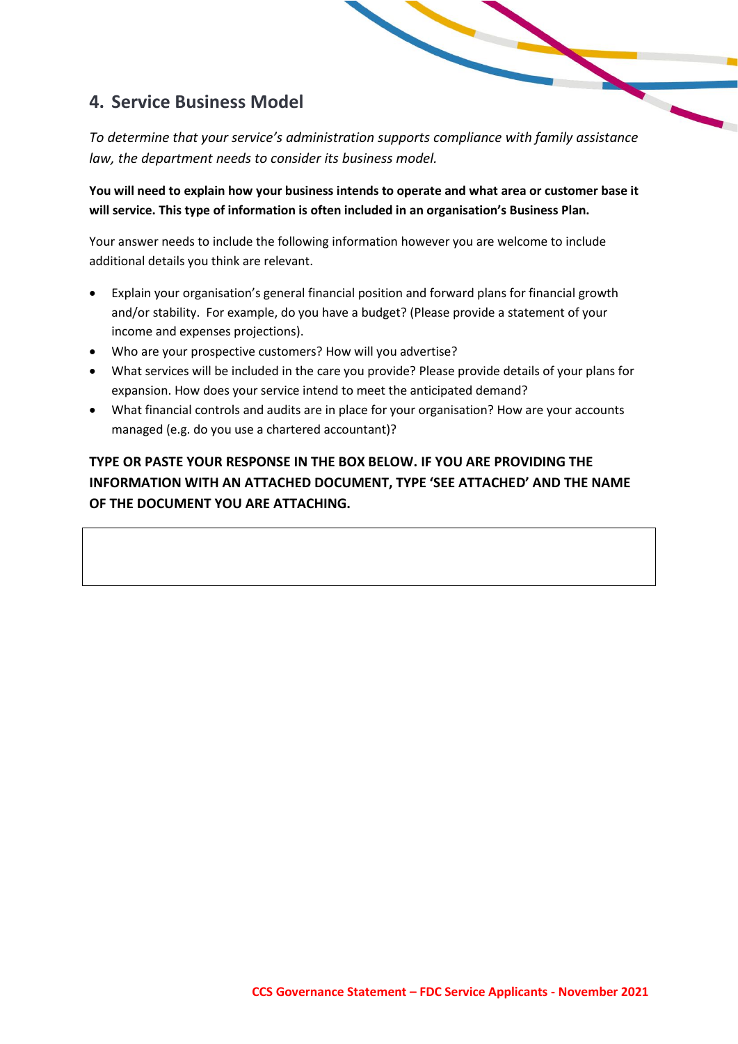## 4. Service Business Model

*To determine that your service's administration supports compliance with family assistance law, the department needs to consider its business model.*

**You will need to explain how your business intends to operate and what area or customer base it will service. This type of information is often included in an organisation's Business Plan.**

Your answer needs to include the following information however you are welcome to include additional details you think are relevant.

- Explain your organisation's general financial position and forward plans for financial growth and/or stability. For example, do you have a budget? (Please provide a statement of your income and expenses projections).
- Who are your prospective customers? How will you advertise?
- What services will be included in the care you provide? Please provide details of your plans for expansion. How does your service intend to meet the anticipated demand?
- What financial controls and audits are in place for your organisation? How are your accounts managed (e.g. do you use a chartered accountant)?

**TYPE OR PASTE YOUR RESPONSE IN THE BOX BELOW. IF YOU ARE PROVIDING THE INFORMATION WITH AN ATTACHED DOCUMENT, TYPE 'SEE ATTACHED' AND THE NAME OF THE DOCUMENT YOU ARE ATTACHING.**

| |
|---|
| |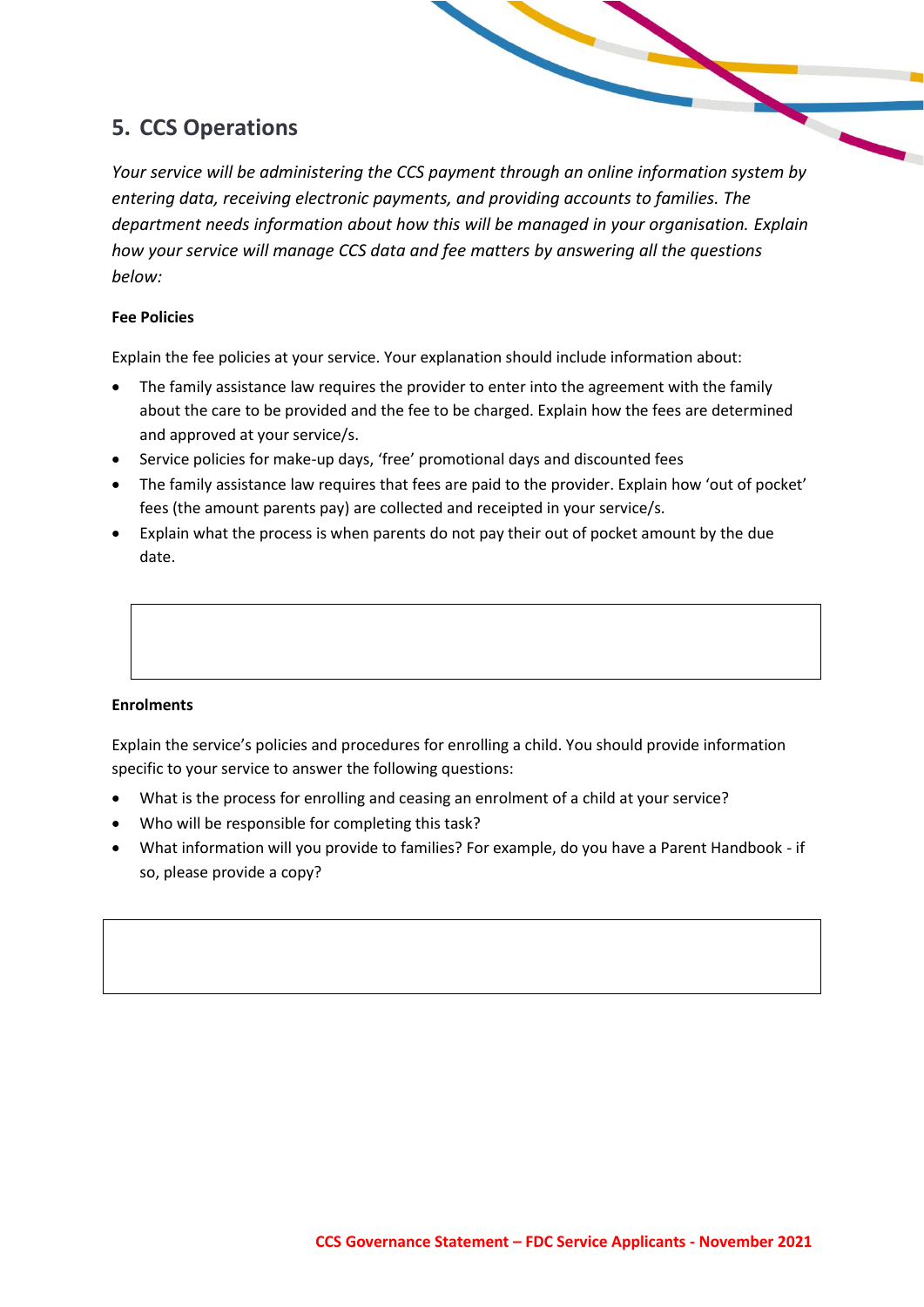## 5. CCS Operations

*Your service will be administering the CCS payment through an online information system by entering data, receiving electronic payments, and providing accounts to families. The department needs information about how this will be managed in your organisation. Explain how your service will manage CCS data and fee matters by answering all the questions below:*

**Fee Policies**

Explain the fee policies at your service. Your explanation should include information about:

- The family assistance law requires the provider to enter into the agreement with the family about the care to be provided and the fee to be charged. Explain how the fees are determined and approved at your service/s.
- Service policies for make-up days, 'free' promotional days and discounted fees
- The family assistance law requires that fees are paid to the provider. Explain how 'out of pocket' fees (the amount parents pay) are collected and receipted in your service/s.
- Explain what the process is when parents do not pay their out of pocket amount by the due date.

**Enrolments**

Explain the service's policies and procedures for enrolling a child. You should provide information specific to your service to answer the following questions:

- What is the process for enrolling and ceasing an enrolment of a child at your service?
- Who will be responsible for completing this task?
- What information will you provide to families? For example, do you have a Parent Handbook - if so, please provide a copy?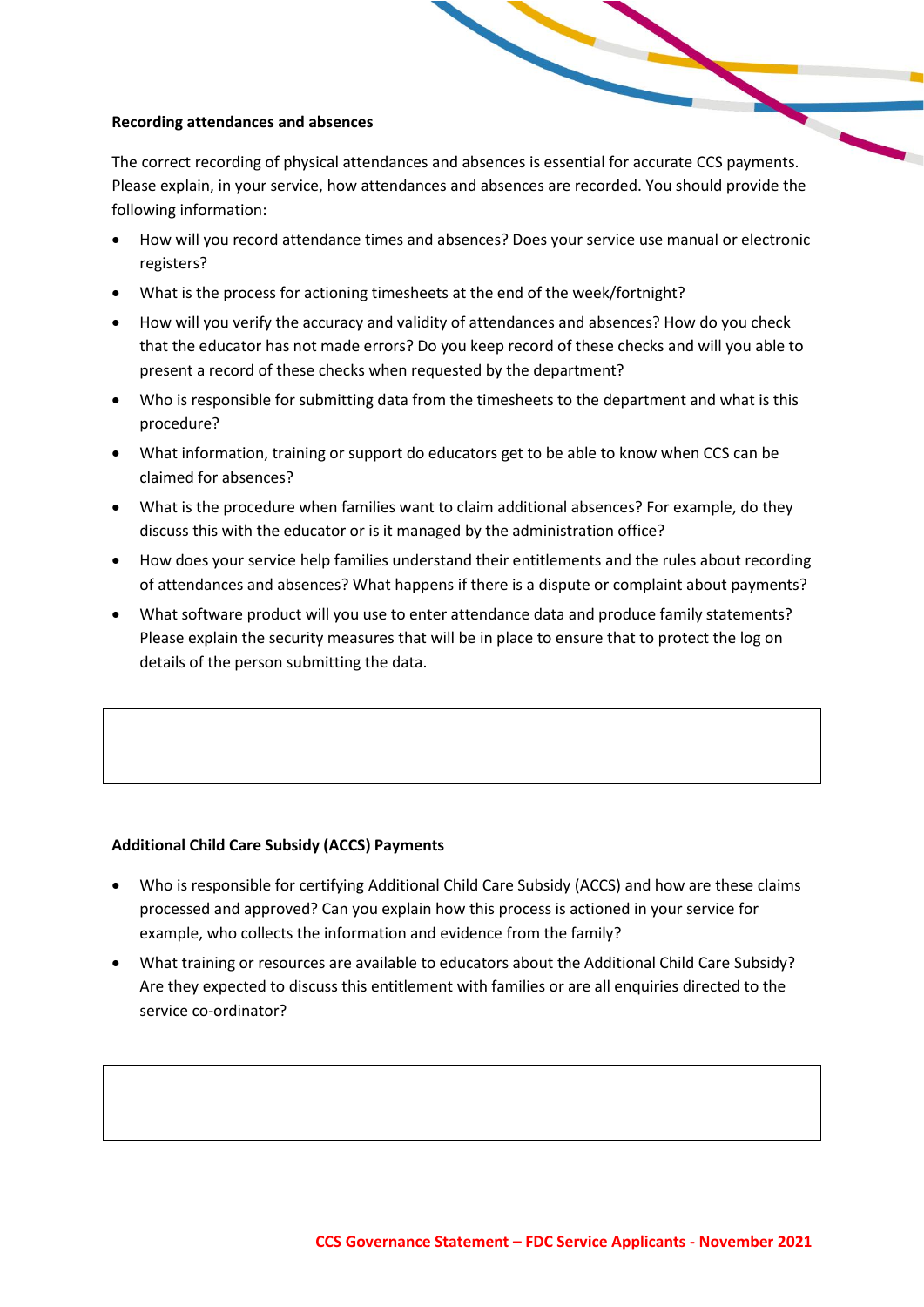**Recording attendances and absences**

The correct recording of physical attendances and absences is essential for accurate CCS payments. Please explain, in your service, how attendances and absences are recorded. You should provide the following information:

- How will you record attendance times and absences? Does your service use manual or electronic registers?
- What is the process for actioning timesheets at the end of the week/fortnight?
- How will you verify the accuracy and validity of attendances and absences? How do you check that the educator has not made errors? Do you keep record of these checks and will you able to present a record of these checks when requested by the department?
- Who is responsible for submitting data from the timesheets to the department and what is this procedure?
- What information, training or support do educators get to be able to know when CCS can be claimed for absences?
- What is the procedure when families want to claim additional absences? For example, do they discuss this with the educator or is it managed by the administration office?
- How does your service help families understand their entitlements and the rules about recording of attendances and absences? What happens if there is a dispute or complaint about payments?
- What software product will you use to enter attendance data and produce family statements? Please explain the security measures that will be in place to ensure that to protect the log on details of the person submitting the data.

| |
|---|
| |

**Additional Child Care Subsidy (ACCS) Payments**

- Who is responsible for certifying Additional Child Care Subsidy (ACCS) and how are these claims processed and approved? Can you explain how this process is actioned in your service for example, who collects the information and evidence from the family?
- What training or resources are available to educators about the Additional Child Care Subsidy? Are they expected to discuss this entitlement with families or are all enquiries directed to the service co-ordinator?

| |
|---|
| |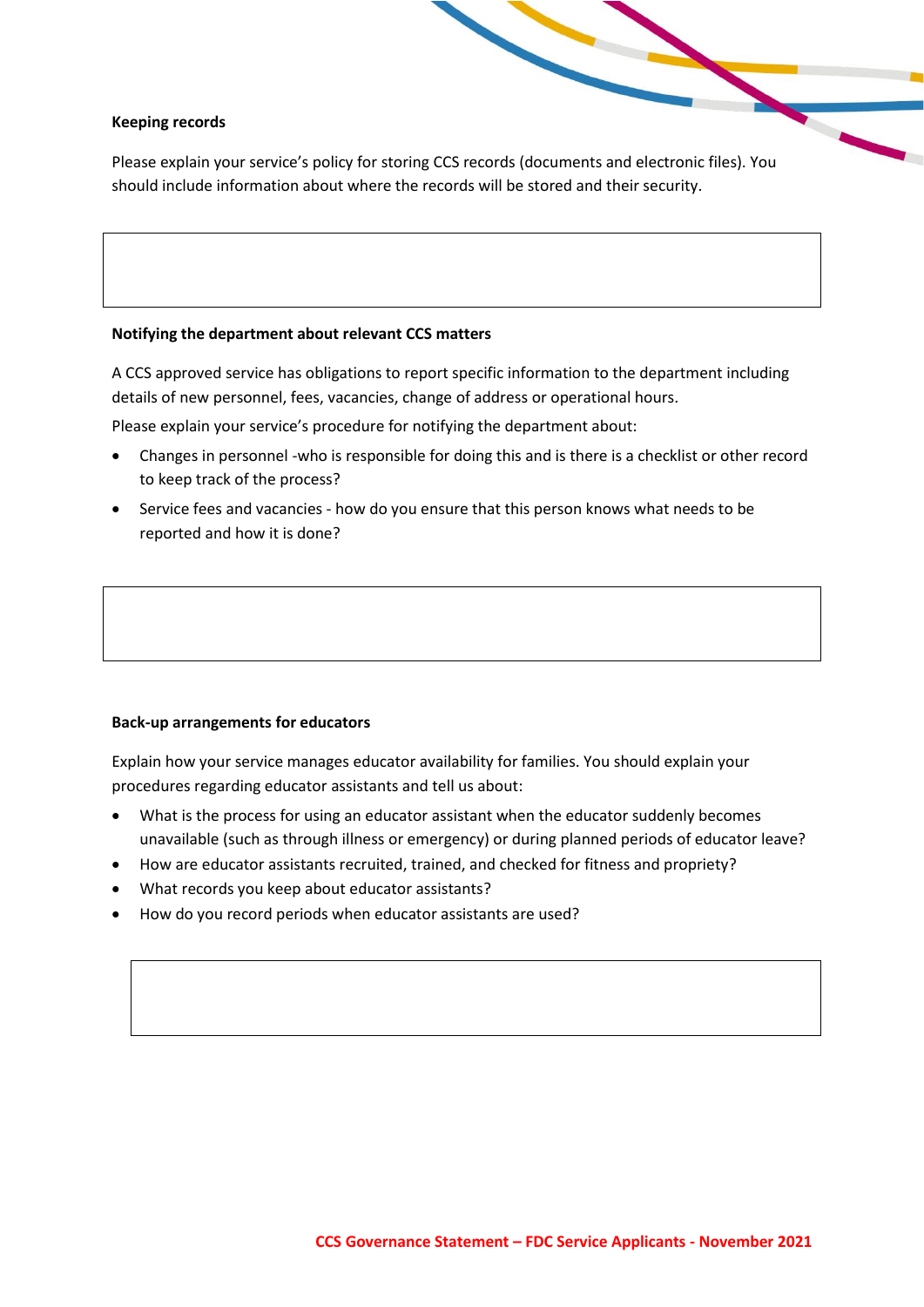**Keeping records**

Please explain your service's policy for storing CCS records (documents and electronic files). You should include information about where the records will be stored and their security.

| |
|---|
| |

**Notifying the department about relevant CCS matters**

A CCS approved service has obligations to report specific information to the department including details of new personnel, fees, vacancies, change of address or operational hours.

Please explain your service's procedure for notifying the department about:

- Changes in personnel -who is responsible for doing this and is there is a checklist or other record to keep track of the process?
- Service fees and vacancies - how do you ensure that this person knows what needs to be reported and how it is done?

| |
|---|
| |

**Back-up arrangements for educators**

Explain how your service manages educator availability for families. You should explain your procedures regarding educator assistants and tell us about:

- What is the process for using an educator assistant when the educator suddenly becomes unavailable (such as through illness or emergency) or during planned periods of educator leave?
- How are educator assistants recruited, trained, and checked for fitness and propriety?
- What records you keep about educator assistants?
- How do you record periods when educator assistants are used?

| |
|---|
| |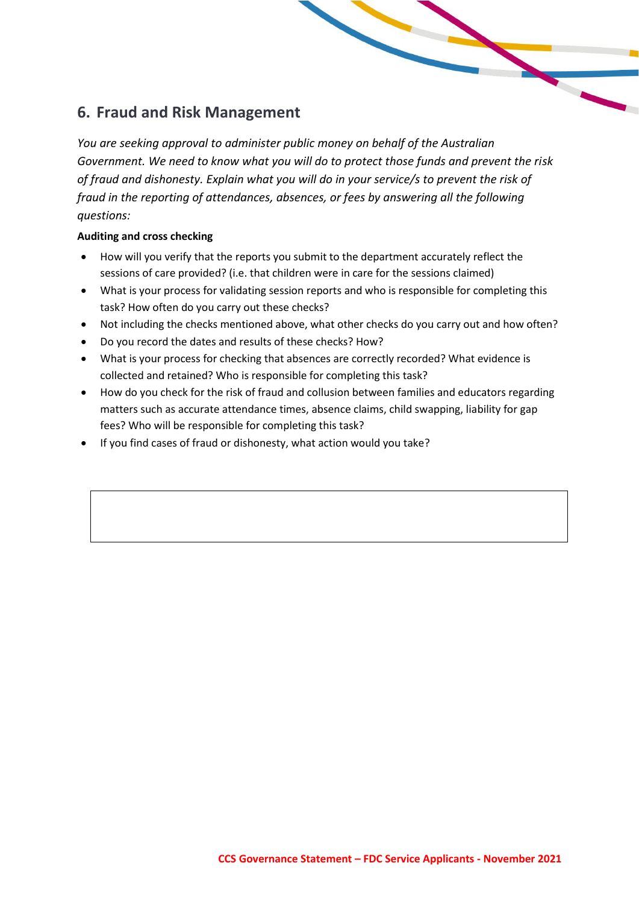## 6. Fraud and Risk Management

*You are seeking approval to administer public money on behalf of the Australian Government. We need to know what you will do to protect those funds and prevent the risk of fraud and dishonesty. Explain what you will do in your service/s to prevent the risk of fraud in the reporting of attendances, absences, or fees by answering all the following questions:*

**Auditing and cross checking**

- How will you verify that the reports you submit to the department accurately reflect the sessions of care provided? (i.e. that children were in care for the sessions claimed)
- What is your process for validating session reports and who is responsible for completing this task? How often do you carry out these checks?
- Not including the checks mentioned above, what other checks do you carry out and how often?
- Do you record the dates and results of these checks? How?
- What is your process for checking that absences are correctly recorded? What evidence is collected and retained? Who is responsible for completing this task?
- How do you check for the risk of fraud and collusion between families and educators regarding matters such as accurate attendance times, absence claims, child swapping, liability for gap fees? Who will be responsible for completing this task?
- If you find cases of fraud or dishonesty, what action would you take?

| |
|---|
| |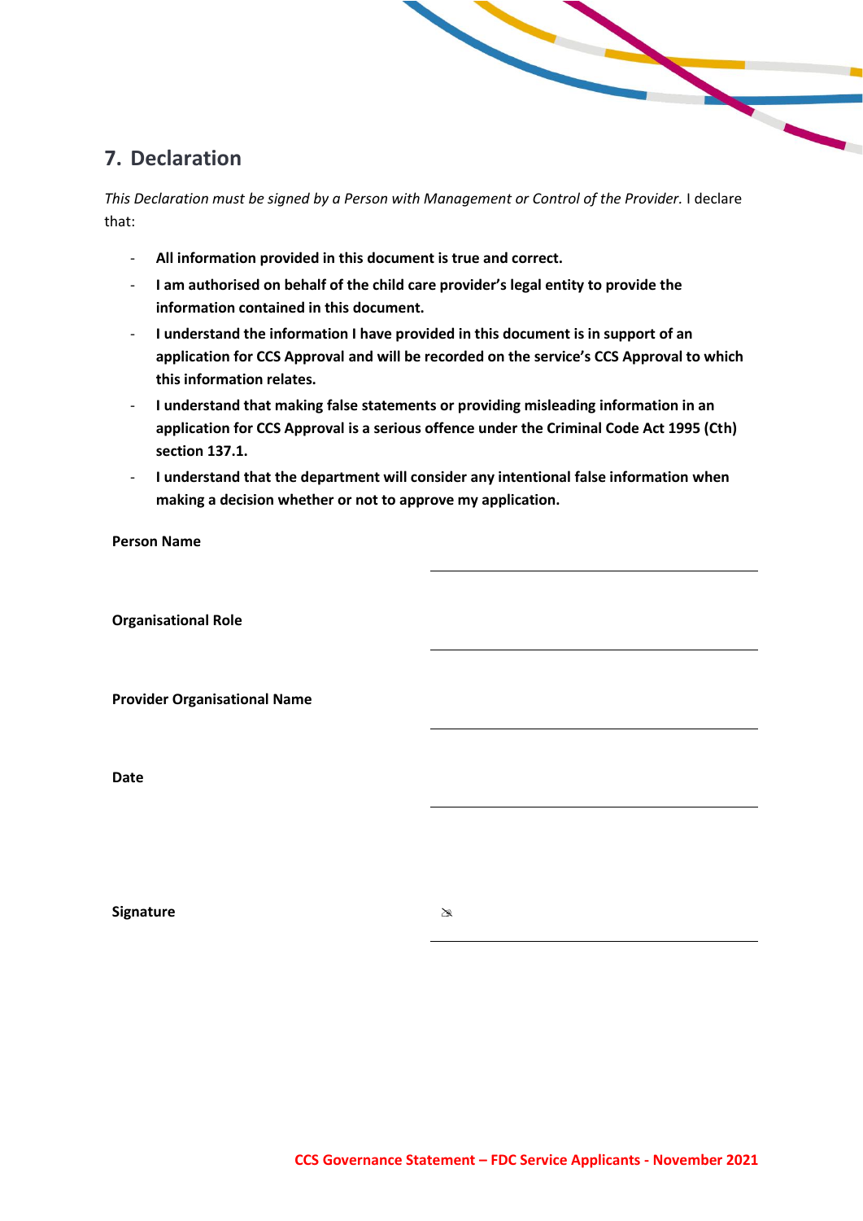## 7. Declaration

*This Declaration must be signed by a Person with Management or Control of the Provider.* I declare that:

- **All information provided in this document is true and correct.**
- **I am authorised on behalf of the child care provider's legal entity to provide the information contained in this document.**
- **I understand the information I have provided in this document is in support of an application for CCS Approval and will be recorded on the service's CCS Approval to which this information relates.**
- **I understand that making false statements or providing misleading information in an application for CCS Approval is a serious offence under the Criminal Code Act 1995 (Cth) section 137.1.**
- **I understand that the department will consider any intentional false information when making a decision whether or not to approve my application.**

**Person Name** ______________________________

**Organisational Role** ______________________________

**Provider Organisational Name** ______________________________

**Date** ______________________________

**Signature** ______________________________